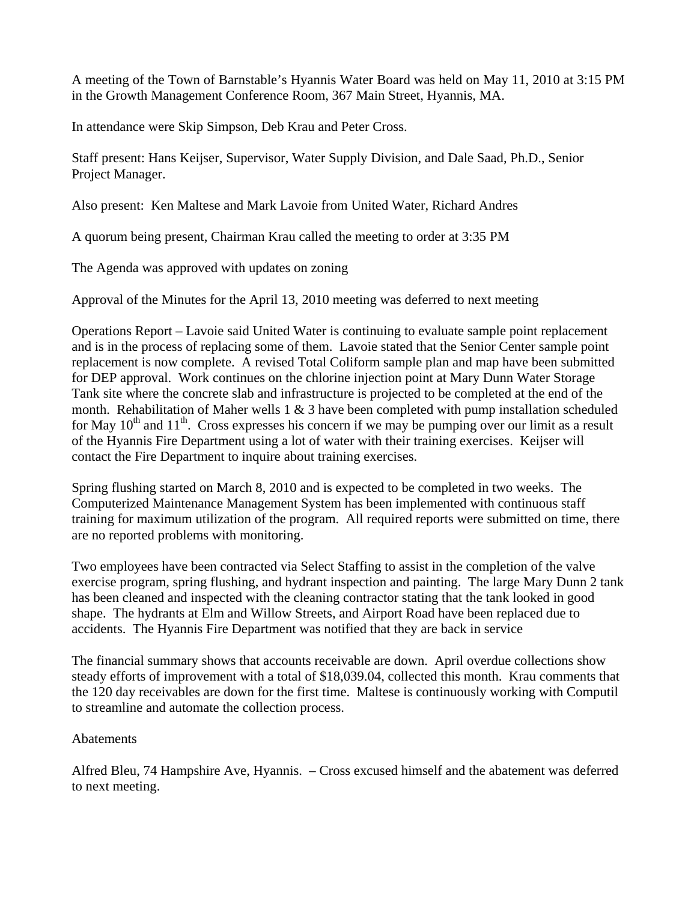A meeting of the Town of Barnstable's Hyannis Water Board was held on May 11, 2010 at 3:15 PM in the Growth Management Conference Room, 367 Main Street, Hyannis, MA.

In attendance were Skip Simpson, Deb Krau and Peter Cross.

Staff present: Hans Keijser, Supervisor, Water Supply Division, and Dale Saad, Ph.D., Senior Project Manager.

Also present: Ken Maltese and Mark Lavoie from United Water, Richard Andres

A quorum being present, Chairman Krau called the meeting to order at 3:35 PM

The Agenda was approved with updates on zoning

Approval of the Minutes for the April 13, 2010 meeting was deferred to next meeting

Operations Report – Lavoie said United Water is continuing to evaluate sample point replacement and is in the process of replacing some of them. Lavoie stated that the Senior Center sample point replacement is now complete. A revised Total Coliform sample plan and map have been submitted for DEP approval. Work continues on the chlorine injection point at Mary Dunn Water Storage Tank site where the concrete slab and infrastructure is projected to be completed at the end of the month. Rehabilitation of Maher wells 1 & 3 have been completed with pump installation scheduled for May 10th and 11th. Cross expresses his concern if we may be pumping over our limit as a result of the Hyannis Fire Department using a lot of water with their training exercises. Keijser will contact the Fire Department to inquire about training exercises.

Spring flushing started on March 8, 2010 and is expected to be completed in two weeks. The Computerized Maintenance Management System has been implemented with continuous staff training for maximum utilization of the program. All required reports were submitted on time, there are no reported problems with monitoring.

Two employees have been contracted via Select Staffing to assist in the completion of the valve exercise program, spring flushing, and hydrant inspection and painting. The large Mary Dunn 2 tank has been cleaned and inspected with the cleaning contractor stating that the tank looked in good shape. The hydrants at Elm and Willow Streets, and Airport Road have been replaced due to accidents. The Hyannis Fire Department was notified that they are back in service

The financial summary shows that accounts receivable are down. April overdue collections show steady efforts of improvement with a total of $18,039.04, collected this month. Krau comments that the 120 day receivables are down for the first time. Maltese is continuously working with Computil to streamline and automate the collection process.

Abatements

Alfred Bleu, 74 Hampshire Ave, Hyannis. – Cross excused himself and the abatement was deferred to next meeting.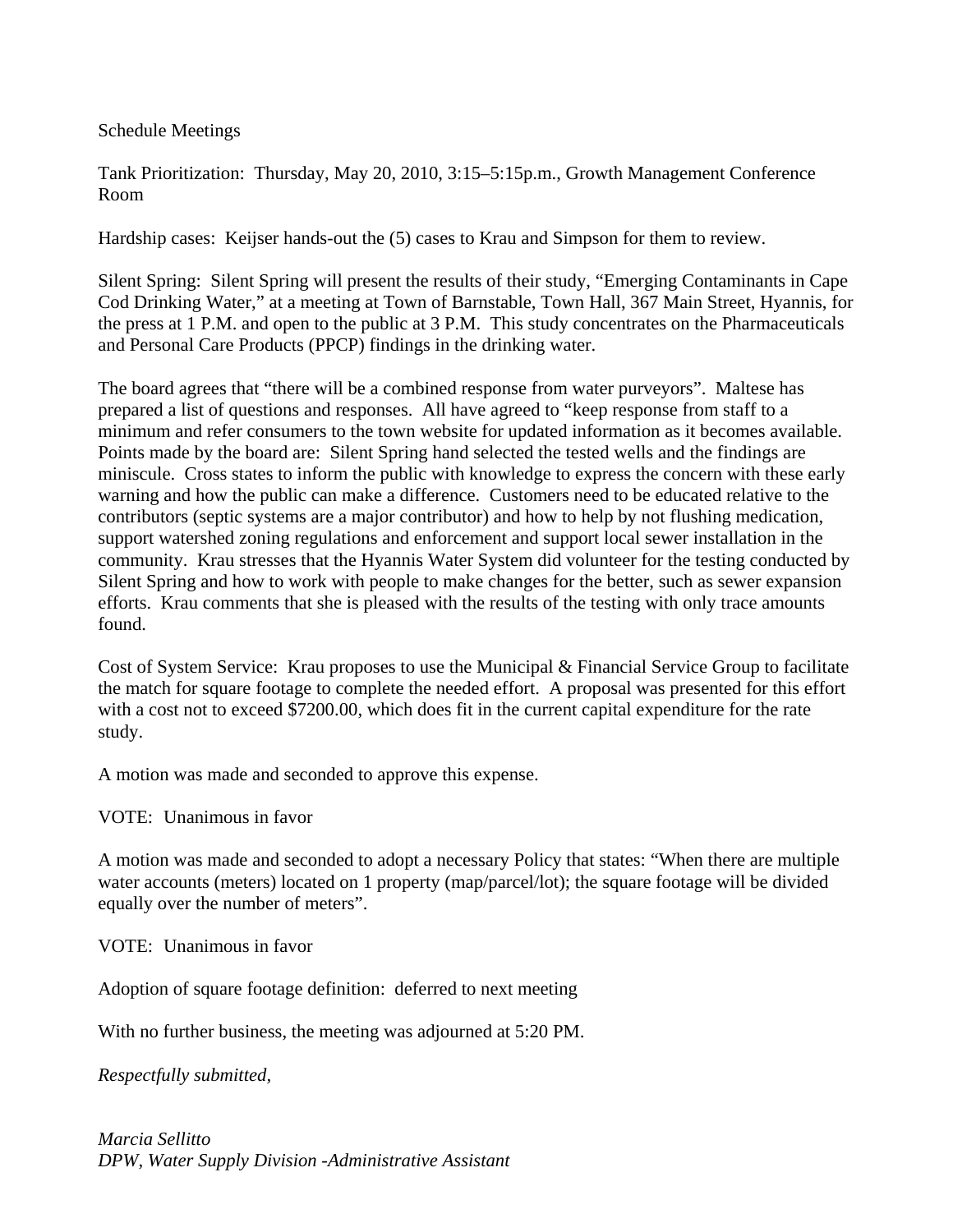Schedule Meetings

Tank Prioritization: Thursday, May 20, 2010, 3:15–5:15p.m., Growth Management Conference Room

Hardship cases: Keijser hands-out the (5) cases to Krau and Simpson for them to review.

Silent Spring: Silent Spring will present the results of their study, "Emerging Contaminants in Cape Cod Drinking Water," at a meeting at Town of Barnstable, Town Hall, 367 Main Street, Hyannis, for the press at 1 P.M. and open to the public at 3 P.M. This study concentrates on the Pharmaceuticals and Personal Care Products (PPCP) findings in the drinking water.

The board agrees that "there will be a combined response from water purveyors". Maltese has prepared a list of questions and responses. All have agreed to "keep response from staff to a minimum and refer consumers to the town website for updated information as it becomes available. Points made by the board are: Silent Spring hand selected the tested wells and the findings are miniscule. Cross states to inform the public with knowledge to express the concern with these early warning and how the public can make a difference. Customers need to be educated relative to the contributors (septic systems are a major contributor) and how to help by not flushing medication, support watershed zoning regulations and enforcement and support local sewer installation in the community. Krau stresses that the Hyannis Water System did volunteer for the testing conducted by Silent Spring and how to work with people to make changes for the better, such as sewer expansion efforts. Krau comments that she is pleased with the results of the testing with only trace amounts found.

Cost of System Service: Krau proposes to use the Municipal & Financial Service Group to facilitate the match for square footage to complete the needed effort. A proposal was presented for this effort with a cost not to exceed $7200.00, which does fit in the current capital expenditure for the rate study.

A motion was made and seconded to approve this expense.

VOTE: Unanimous in favor

A motion was made and seconded to adopt a necessary Policy that states: "When there are multiple water accounts (meters) located on 1 property (map/parcel/lot); the square footage will be divided equally over the number of meters".

VOTE: Unanimous in favor

Adoption of square footage definition: deferred to next meeting

With no further business, the meeting was adjourned at 5:20 PM.

*Respectfully submitted,*

*Marcia Sellitto*
*DPW, Water Supply Division -Administrative Assistant*